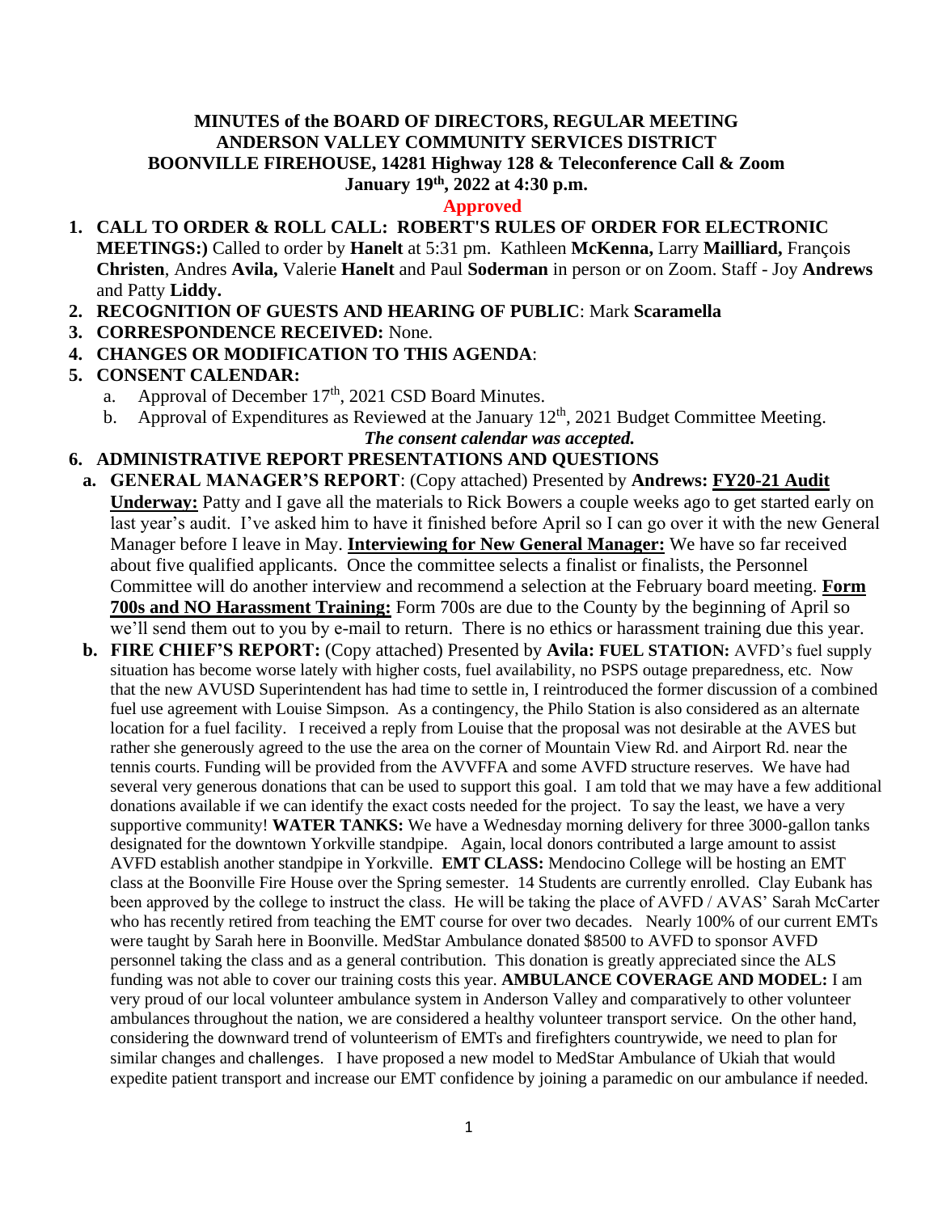# MINUTES of the BOARD OF DIRECTORS, REGULAR MEETING
## ANDERSON VALLEY COMMUNITY SERVICES DISTRICT
## BOONVILLE FIREHOUSE, 14281 Highway 128 & Teleconference Call & Zoom
## January 19th, 2022 at 4:30 p.m.

**Approved**

1. **CALL TO ORDER & ROLL CALL: ROBERT'S RULES OF ORDER FOR ELECTRONIC MEETINGS:)** Called to order by **Hanelt** at 5:31 pm. Kathleen **McKenna,** Larry **Mailliard,** François **Christen**, Andres **Avila,** Valerie **Hanelt** and Paul **Soderman** in person or on Zoom. Staff - Joy **Andrews** and Patty **Liddy.**
2. **RECOGNITION OF GUESTS AND HEARING OF PUBLIC**: Mark **Scaramella**
3. **CORRESPONDENCE RECEIVED:** None.
4. **CHANGES OR MODIFICATION TO THIS AGENDA**:
5. **CONSENT CALENDAR:**
   a. Approval of December 17th, 2021 CSD Board Minutes.
   b. Approval of Expenditures as Reviewed at the January 12th, 2021 Budget Committee Meeting.

   ***The consent calendar was accepted.***

6. **ADMINISTRATIVE REPORT PRESENTATIONS AND QUESTIONS**
   a. **GENERAL MANAGER'S REPORT**: (Copy attached) Presented by **Andrews: <u>FY20-21 Audit Underway:</u>** Patty and I gave all the materials to Rick Bowers a couple weeks ago to get started early on last year's audit. I've asked him to have it finished before April so I can go over it with the new General Manager before I leave in May. **<u>Interviewing for New General Manager:</u>** We have so far received about five qualified applicants. Once the committee selects a finalist or finalists, the Personnel Committee will do another interview and recommend a selection at the February board meeting. **<u>Form 700s and NO Harassment Training:</u>** Form 700s are due to the County by the beginning of April so we'll send them out to you by e-mail to return. There is no ethics or harassment training due this year.
   b. **FIRE CHIEF'S REPORT:** (Copy attached) Presented by **Avila: FUEL STATION:** AVFD's fuel supply situation has become worse lately with higher costs, fuel availability, no PSPS outage preparedness, etc. Now that the new AVUSD Superintendent has had time to settle in, I reintroduced the former discussion of a combined fuel use agreement with Louise Simpson. As a contingency, the Philo Station is also considered as an alternate location for a fuel facility. I received a reply from Louise that the proposal was not desirable at the AVES but rather she generously agreed to the use the area on the corner of Mountain View Rd. and Airport Rd. near the tennis courts. Funding will be provided from the AVVFFA and some AVFD structure reserves. We have had several very generous donations that can be used to support this goal. I am told that we may have a few additional donations available if we can identify the exact costs needed for the project. To say the least, we have a very supportive community! **WATER TANKS:** We have a Wednesday morning delivery for three 3000-gallon tanks designated for the downtown Yorkville standpipe. Again, local donors contributed a large amount to assist AVFD establish another standpipe in Yorkville. **EMT CLASS:** Mendocino College will be hosting an EMT class at the Boonville Fire House over the Spring semester. 14 Students are currently enrolled. Clay Eubank has been approved by the college to instruct the class. He will be taking the place of AVFD / AVAS' Sarah McCarter who has recently retired from teaching the EMT course for over two decades. Nearly 100% of our current EMTs were taught by Sarah here in Boonville. MedStar Ambulance donated $8500 to AVFD to sponsor AVFD personnel taking the class and as a general contribution. This donation is greatly appreciated since the ALS funding was not able to cover our training costs this year. **AMBULANCE COVERAGE AND MODEL:** I am very proud of our local volunteer ambulance system in Anderson Valley and comparatively to other volunteer ambulances throughout the nation, we are considered a healthy volunteer transport service. On the other hand, considering the downward trend of volunteerism of EMTs and firefighters countrywide, we need to plan for similar changes and challenges. I have proposed a new model to MedStar Ambulance of Ukiah that would expedite patient transport and increase our EMT confidence by joining a paramedic on our ambulance if needed.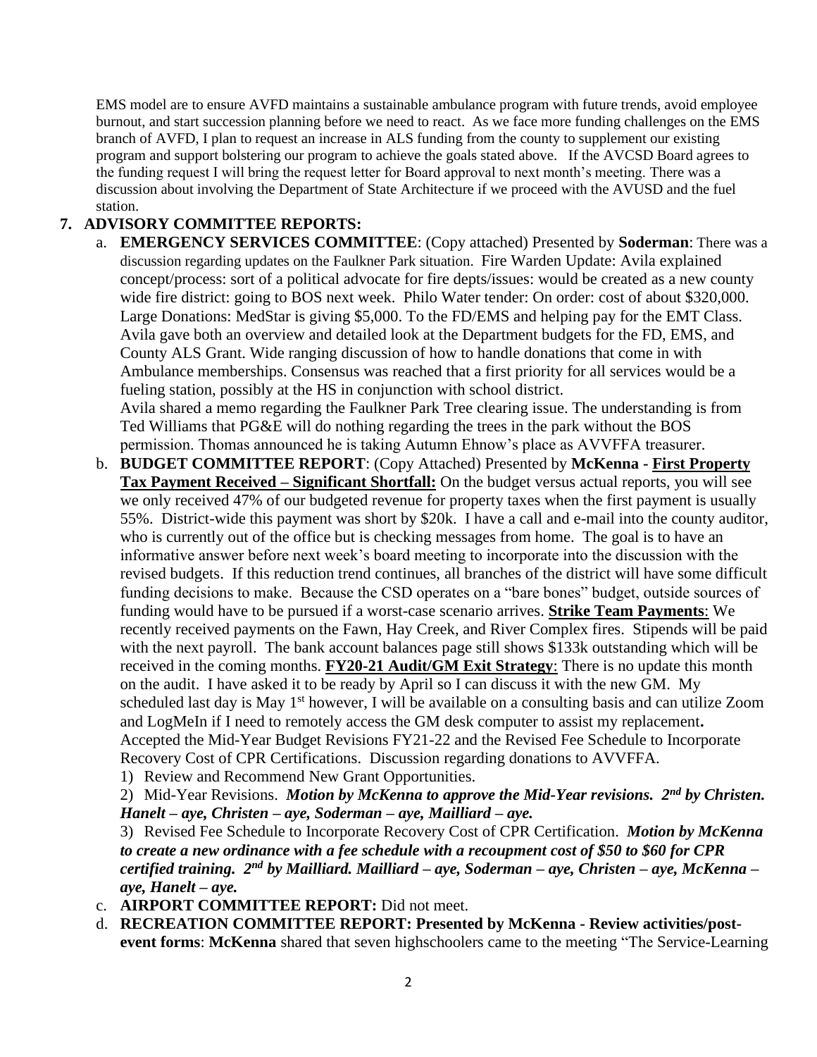EMS model are to ensure AVFD maintains a sustainable ambulance program with future trends, avoid employee burnout, and start succession planning before we need to react. As we face more funding challenges on the EMS branch of AVFD, I plan to request an increase in ALS funding from the county to supplement our existing program and support bolstering our program to achieve the goals stated above. If the AVCSD Board agrees to the funding request I will bring the request letter for Board approval to next month's meeting. There was a discussion about involving the Department of State Architecture if we proceed with the AVUSD and the fuel station.

**7. ADVISORY COMMITTEE REPORTS:**

a. **EMERGENCY SERVICES COMMITTEE**: (Copy attached) Presented by **Soderman**: There was a discussion regarding updates on the Faulkner Park situation. Fire Warden Update: Avila explained concept/process: sort of a political advocate for fire depts/issues: would be created as a new county wide fire district: going to BOS next week. Philo Water tender: On order: cost of about $320,000. Large Donations: MedStar is giving $5,000. To the FD/EMS and helping pay for the EMT Class. Avila gave both an overview and detailed look at the Department budgets for the FD, EMS, and County ALS Grant. Wide ranging discussion of how to handle donations that come in with Ambulance memberships. Consensus was reached that a first priority for all services would be a fueling station, possibly at the HS in conjunction with school district.
Avila shared a memo regarding the Faulkner Park Tree clearing issue. The understanding is from Ted Williams that PG&E will do nothing regarding the trees in the park without the BOS permission. Thomas announced he is taking Autumn Ehnow's place as AVVFFA treasurer.

b. **BUDGET COMMITTEE REPORT**: (Copy Attached) Presented by **McKenna - First Property Tax Payment Received – Significant Shortfall:** On the budget versus actual reports, you will see we only received 47% of our budgeted revenue for property taxes when the first payment is usually 55%. District-wide this payment was short by $20k. I have a call and e-mail into the county auditor, who is currently out of the office but is checking messages from home. The goal is to have an informative answer before next week's board meeting to incorporate into the discussion with the revised budgets. If this reduction trend continues, all branches of the district will have some difficult funding decisions to make. Because the CSD operates on a "bare bones" budget, outside sources of funding would have to be pursued if a worst-case scenario arrives. **Strike Team Payments**: We recently received payments on the Fawn, Hay Creek, and River Complex fires. Stipends will be paid with the next payroll. The bank account balances page still shows $133k outstanding which will be received in the coming months. **FY20-21 Audit/GM Exit Strategy**: There is no update this month on the audit. I have asked it to be ready by April so I can discuss it with the new GM. My scheduled last day is May 1st however, I will be available on a consulting basis and can utilize Zoom and LogMeIn if I need to remotely access the GM desk computer to assist my replacement**.** Accepted the Mid-Year Budget Revisions FY21-22 and the Revised Fee Schedule to Incorporate Recovery Cost of CPR Certifications. Discussion regarding donations to AVVFFA.

1) Review and Recommend New Grant Opportunities.

2) Mid-Year Revisions. ***Motion by McKenna to approve the Mid-Year revisions. 2nd by Christen. Hanelt – aye, Christen – aye, Soderman – aye, Mailliard – aye.***

3) Revised Fee Schedule to Incorporate Recovery Cost of CPR Certification. ***Motion by McKenna to create a new ordinance with a fee schedule with a recoupment cost of $50 to $60 for CPR certified training. 2nd by Mailliard. Mailliard – aye, Soderman – aye, Christen – aye, McKenna – aye, Hanelt – aye.***

c. **AIRPORT COMMITTEE REPORT:** Did not meet.

d. **RECREATION COMMITTEE REPORT: Presented by McKenna - Review activities/post-event forms**: **McKenna** shared that seven highschoolers came to the meeting "The Service-Learning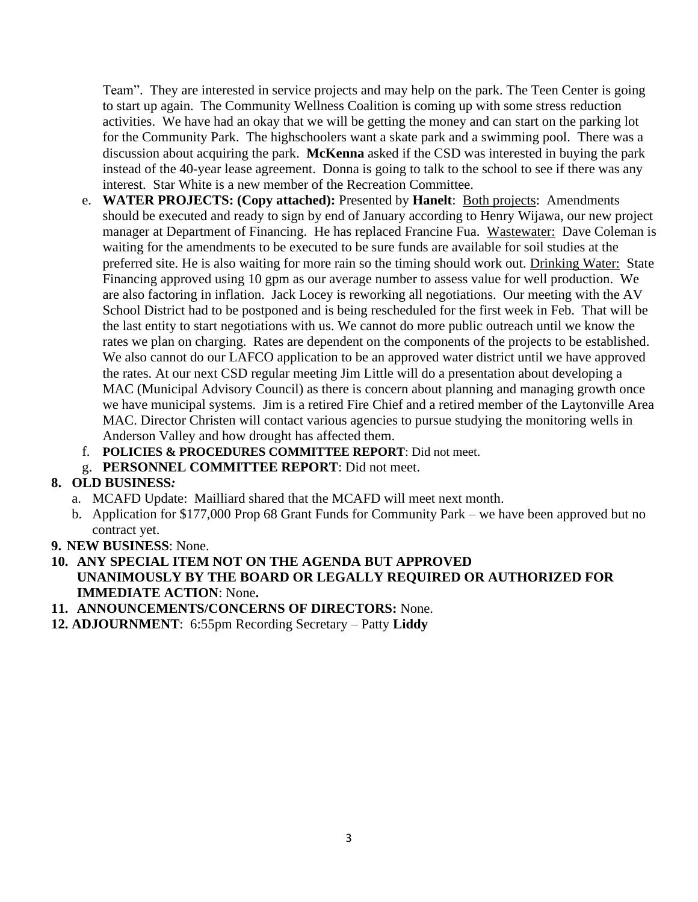Team". They are interested in service projects and may help on the park. The Teen Center is going to start up again. The Community Wellness Coalition is coming up with some stress reduction activities. We have had an okay that we will be getting the money and can start on the parking lot for the Community Park. The highschoolers want a skate park and a swimming pool. There was a discussion about acquiring the park. **McKenna** asked if the CSD was interested in buying the park instead of the 40-year lease agreement. Donna is going to talk to the school to see if there was any interest. Star White is a new member of the Recreation Committee.

e. **WATER PROJECTS: (Copy attached):** Presented by **Hanelt**: Both projects: Amendments should be executed and ready to sign by end of January according to Henry Wijawa, our new project manager at Department of Financing. He has replaced Francine Fua. Wastewater: Dave Coleman is waiting for the amendments to be executed to be sure funds are available for soil studies at the preferred site. He is also waiting for more rain so the timing should work out. Drinking Water: State Financing approved using 10 gpm as our average number to assess value for well production. We are also factoring in inflation. Jack Locey is reworking all negotiations. Our meeting with the AV School District had to be postponed and is being rescheduled for the first week in Feb. That will be the last entity to start negotiations with us. We cannot do more public outreach until we know the rates we plan on charging. Rates are dependent on the components of the projects to be established. We also cannot do our LAFCO application to be an approved water district until we have approved the rates. At our next CSD regular meeting Jim Little will do a presentation about developing a MAC (Municipal Advisory Council) as there is concern about planning and managing growth once we have municipal systems. Jim is a retired Fire Chief and a retired member of the Laytonville Area MAC. Director Christen will contact various agencies to pursue studying the monitoring wells in Anderson Valley and how drought has affected them.

f. **POLICIES & PROCEDURES COMMITTEE REPORT**: Did not meet.

g. **PERSONNEL COMMITTEE REPORT**: Did not meet.

**8. OLD BUSINESS:**

a. MCAFD Update: Mailliard shared that the MCAFD will meet next month.

b. Application for $177,000 Prop 68 Grant Funds for Community Park – we have been approved but no contract yet.

**9. NEW BUSINESS**: None.

**10. ANY SPECIAL ITEM NOT ON THE AGENDA BUT APPROVED UNANIMOUSLY BY THE BOARD OR LEGALLY REQUIRED OR AUTHORIZED FOR IMMEDIATE ACTION**: None**.**

**11. ANNOUNCEMENTS/CONCERNS OF DIRECTORS:** None.

**12. ADJOURNMENT**: 6:55pm Recording Secretary – Patty **Liddy**